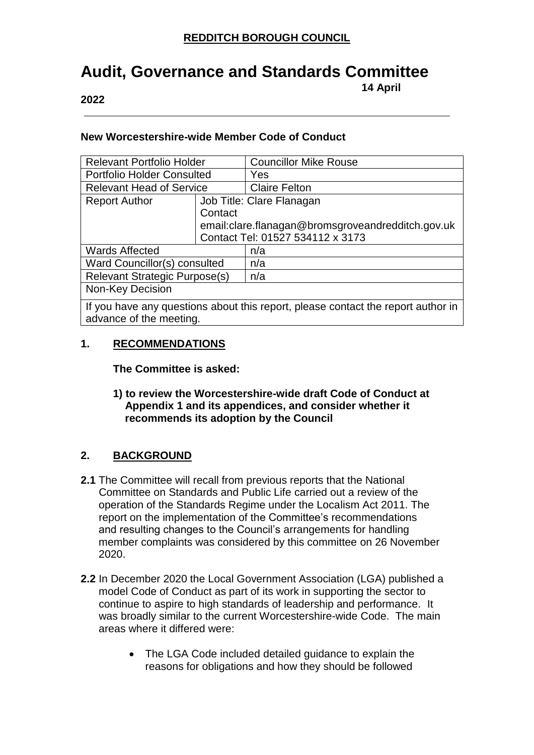**REDDITCH BOROUGH COUNCIL**

# Audit, Governance and Standards Committee

**14 April 2022**

**New Worcestershire-wide Member Code of Conduct**

| Relevant Portfolio Holder | | Councillor Mike Rouse |
|---|---|---|
| Portfolio Holder Consulted | | Yes |
| Relevant Head of Service | | Claire Felton |
| Report Author | Job Title: Clare Flanagan<br>Contact email:clare.flanagan@bromsgroveandredditch.gov.uk<br>Contact Tel: 01527 534112 x 3173 | |
| Wards Affected | | n/a |
| Ward Councillor(s) consulted | | n/a |
| Relevant Strategic Purpose(s) | | n/a |
| Non-Key Decision | | |
| If you have any questions about this report, please contact the report author in advance of the meeting. | | |

## 1. RECOMMENDATIONS

**The Committee is asked:**

**1) to review the Worcestershire-wide draft Code of Conduct at Appendix 1 and its appendices, and consider whether it recommends its adoption by the Council**

## 2. BACKGROUND

**2.1** The Committee will recall from previous reports that the National Committee on Standards and Public Life carried out a review of the operation of the Standards Regime under the Localism Act 2011. The report on the implementation of the Committee's recommendations and resulting changes to the Council's arrangements for handling member complaints was considered by this committee on 26 November 2020.

**2.2** In December 2020 the Local Government Association (LGA) published a model Code of Conduct as part of its work in supporting the sector to continue to aspire to high standards of leadership and performance. It was broadly similar to the current Worcestershire-wide Code. The main areas where it differed were:

- The LGA Code included detailed guidance to explain the reasons for obligations and how they should be followed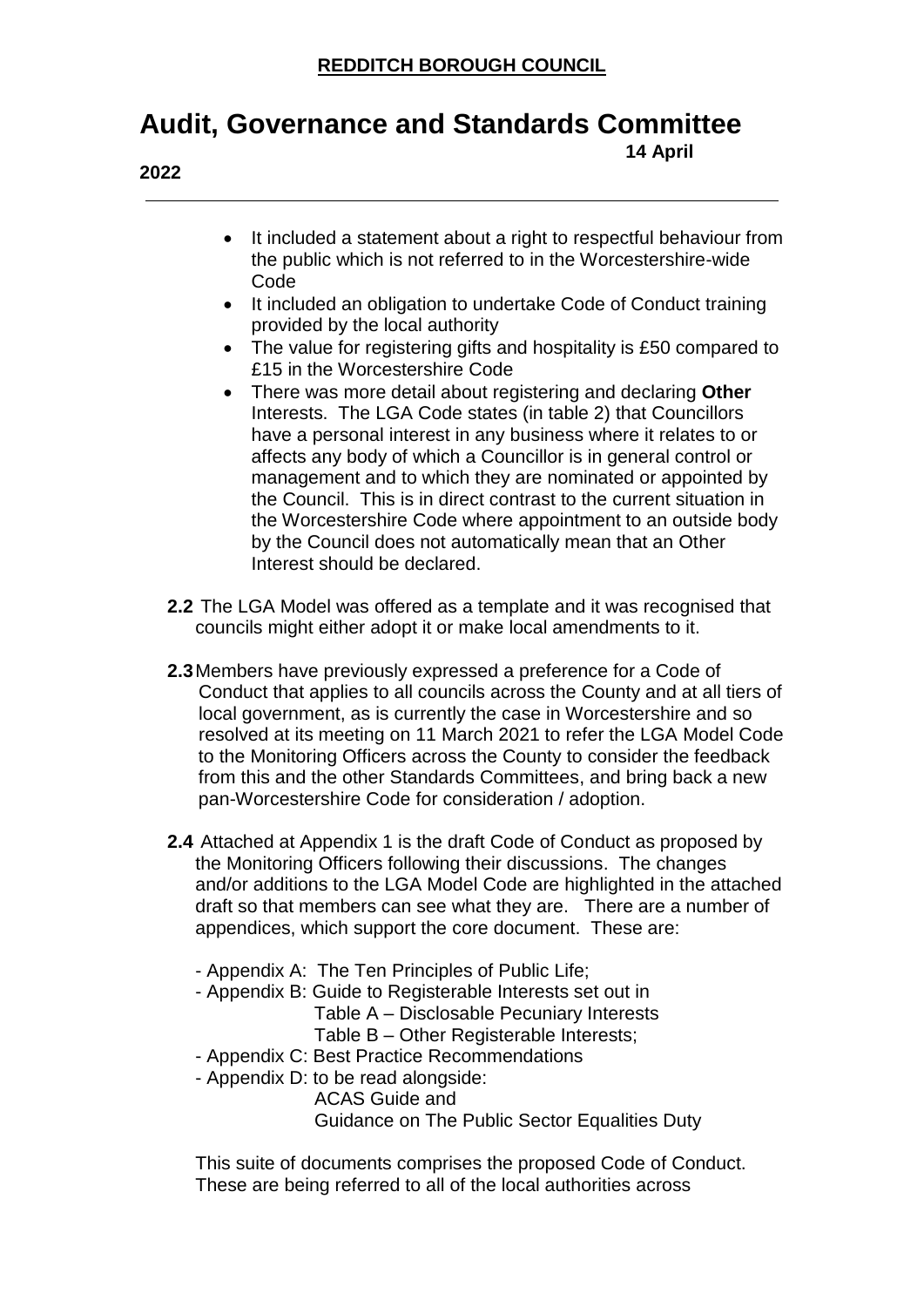- It included a statement about a right to respectful behaviour from the public which is not referred to in the Worcestershire-wide Code
- It included an obligation to undertake Code of Conduct training provided by the local authority
- The value for registering gifts and hospitality is £50 compared to £15 in the Worcestershire Code
- There was more detail about registering and declaring **Other** Interests. The LGA Code states (in table 2) that Councillors have a personal interest in any business where it relates to or affects any body of which a Councillor is in general control or management and to which they are nominated or appointed by the Council. This is in direct contrast to the current situation in the Worcestershire Code where appointment to an outside body by the Council does not automatically mean that an Other Interest should be declared.

**2.2** The LGA Model was offered as a template and it was recognised that councils might either adopt it or make local amendments to it.

**2.3** Members have previously expressed a preference for a Code of Conduct that applies to all councils across the County and at all tiers of local government, as is currently the case in Worcestershire and so resolved at its meeting on 11 March 2021 to refer the LGA Model Code to the Monitoring Officers across the County to consider the feedback from this and the other Standards Committees, and bring back a new pan-Worcestershire Code for consideration / adoption.

**2.4** Attached at Appendix 1 is the draft Code of Conduct as proposed by the Monitoring Officers following their discussions. The changes and/or additions to the LGA Model Code are highlighted in the attached draft so that members can see what they are. There are a number of appendices, which support the core document. These are:

- Appendix A: The Ten Principles of Public Life;
- Appendix B: Guide to Registerable Interests set out in
  Table A – Disclosable Pecuniary Interests
  Table B – Other Registerable Interests;
- Appendix C: Best Practice Recommendations
- Appendix D: to be read alongside:
  ACAS Guide and
  Guidance on The Public Sector Equalities Duty

This suite of documents comprises the proposed Code of Conduct. These are being referred to all of the local authorities across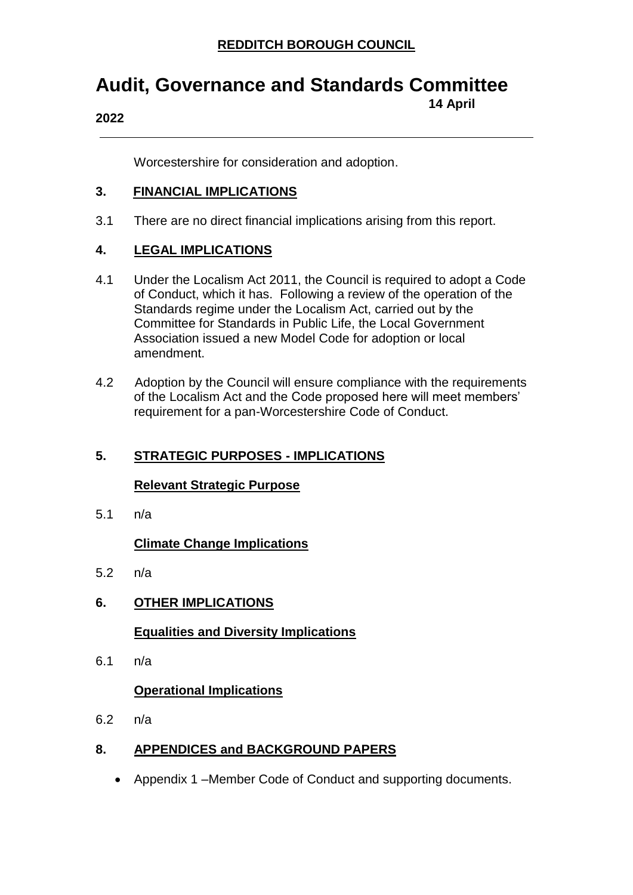Worcestershire for consideration and adoption.

## 3. FINANCIAL IMPLICATIONS

3.1 There are no direct financial implications arising from this report.

## 4. LEGAL IMPLICATIONS

4.1 Under the Localism Act 2011, the Council is required to adopt a Code of Conduct, which it has. Following a review of the operation of the Standards regime under the Localism Act, carried out by the Committee for Standards in Public Life, the Local Government Association issued a new Model Code for adoption or local amendment.

4.2 Adoption by the Council will ensure compliance with the requirements of the Localism Act and the Code proposed here will meet members' requirement for a pan-Worcestershire Code of Conduct.

## 5. STRATEGIC PURPOSES - IMPLICATIONS

### Relevant Strategic Purpose

5.1 n/a

### Climate Change Implications

5.2 n/a

## 6. OTHER IMPLICATIONS

### Equalities and Diversity Implications

6.1 n/a

### Operational Implications

6.2 n/a

## 8. APPENDICES and BACKGROUND PAPERS

- Appendix 1 –Member Code of Conduct and supporting documents.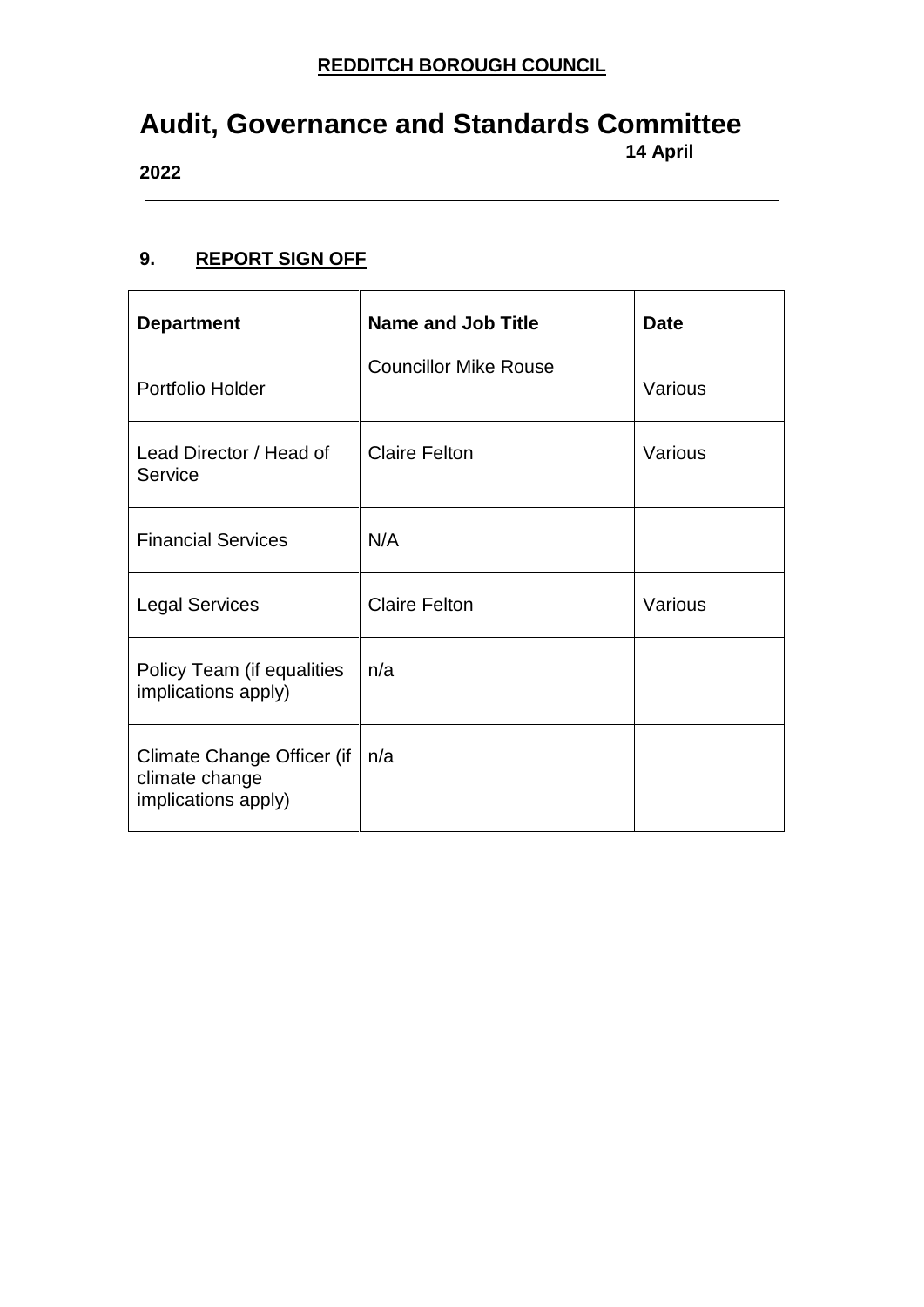**REDDITCH BOROUGH COUNCIL**

# Audit, Governance and Standards Committee

**14 April 2022**

## 9. REPORT SIGN OFF

| Department | Name and Job Title | Date |
|---|---|---|
| Portfolio Holder | Councillor Mike Rouse | Various |
| Lead Director / Head of Service | Claire Felton | Various |
| Financial Services | N/A | |
| Legal Services | Claire Felton | Various |
| Policy Team (if equalities implications apply) | n/a | |
| Climate Change Officer (if climate change implications apply) | n/a | |